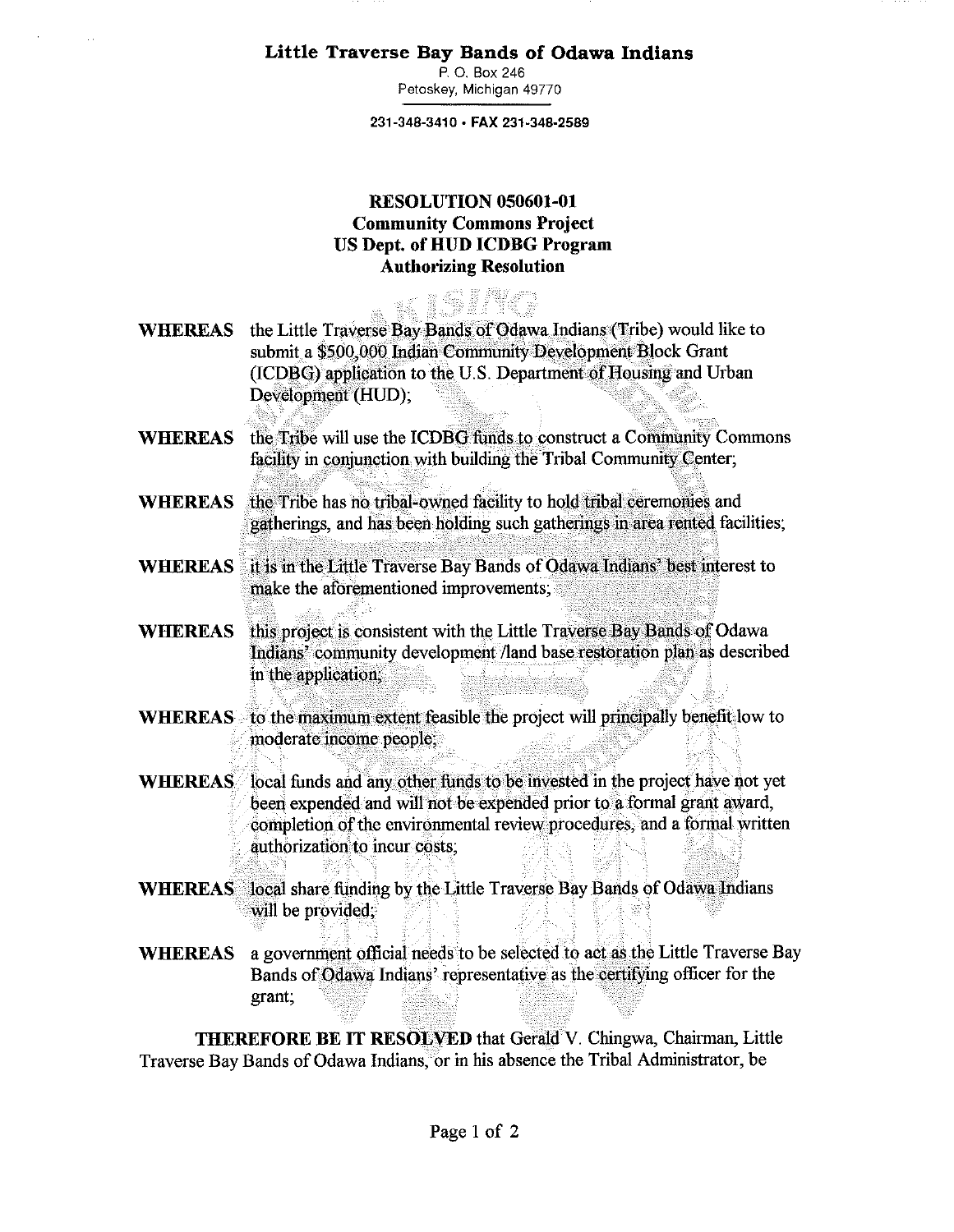# Little Traverse Bay Bands of Odawa Indians

P. O. Box 246
Petoskey, Michigan 49770

231-348-3410 • FAX 231-348-2589

## RESOLUTION 050601-01
## Community Commons Project
## US Dept. of HUD ICDBG Program
## Authorizing Resolution

**WHEREAS** the Little Traverse Bay Bands of Odawa Indians (Tribe) would like to submit a $500,000 Indian Community Development Block Grant (ICDBG) application to the U.S. Department of Housing and Urban Development (HUD);

**WHEREAS** the Tribe will use the ICDBG funds to construct a Community Commons facility in conjunction with building the Tribal Community Center;

**WHEREAS** the Tribe has no tribal-owned facility to hold tribal ceremonies and gatherings, and has been holding such gatherings in area rented facilities;

**WHEREAS** it is in the Little Traverse Bay Bands of Odawa Indians' best interest to make the aforementioned improvements;

**WHEREAS** this project is consistent with the Little Traverse Bay Bands of Odawa Indians' community development /land base restoration plan as described in the application;

**WHEREAS** to the maximum extent feasible the project will principally benefit low to moderate income people;

**WHEREAS** local funds and any other funds to be invested in the project have not yet been expended and will not be expended prior to a formal grant award, completion of the environmental review procedures, and a formal written authorization to incur costs;

**WHEREAS** local share funding by the Little Traverse Bay Bands of Odawa Indians will be provided;

**WHEREAS** a government official needs to be selected to act as the Little Traverse Bay Bands of Odawa Indians' representative as the certifying officer for the grant;

**THEREFORE BE IT RESOLVED** that Gerald V. Chingwa, Chairman, Little Traverse Bay Bands of Odawa Indians, or in his absence the Tribal Administrator, be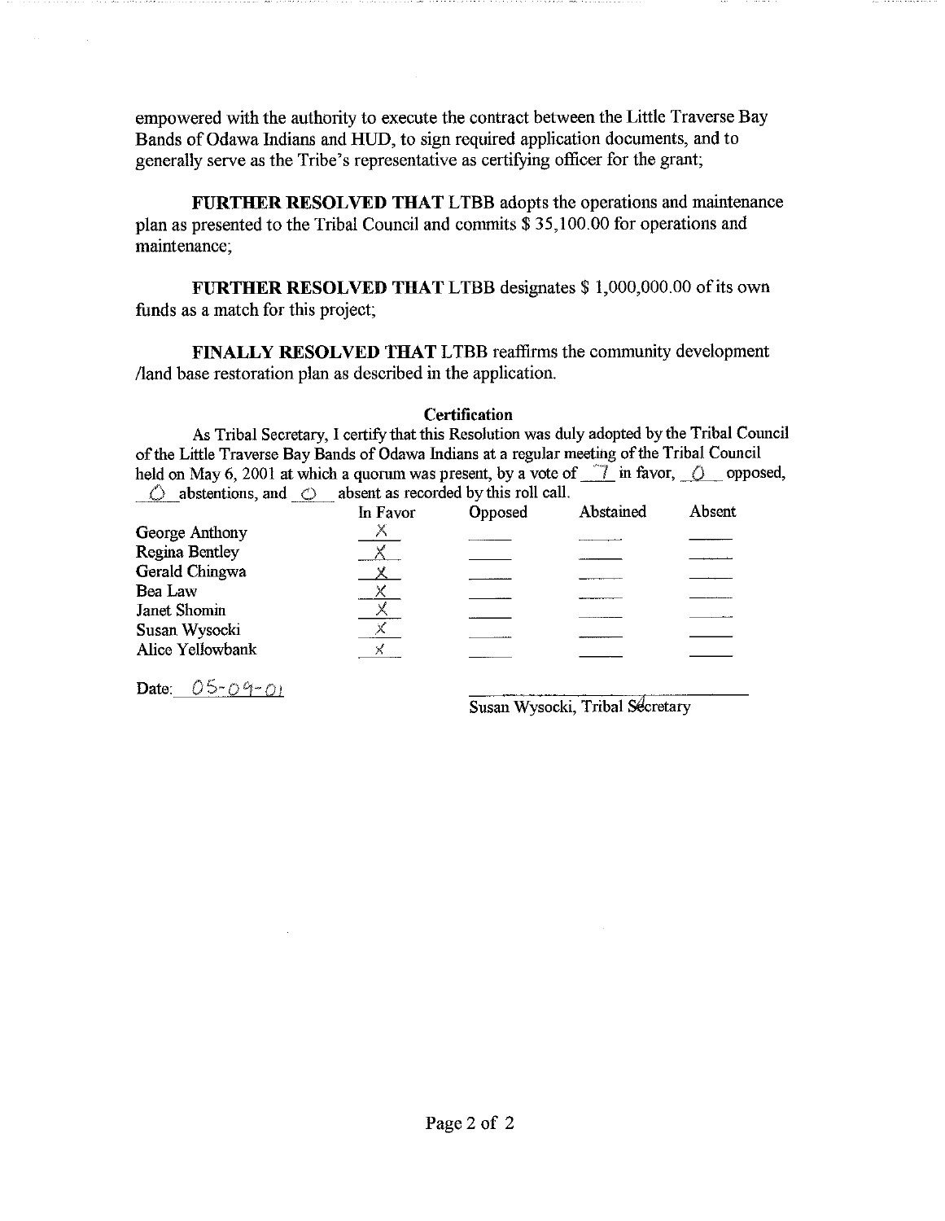empowered with the authority to execute the contract between the Little Traverse Bay Bands of Odawa Indians and HUD, to sign required application documents, and to generally serve as the Tribe's representative as certifying officer for the grant;

**FURTHER RESOLVED THAT** LTBB adopts the operations and maintenance plan as presented to the Tribal Council and commits $ 35,100.00 for operations and maintenance;

**FURTHER RESOLVED THAT** LTBB designates $ 1,000,000.00 of its own funds as a match for this project;

**FINALLY RESOLVED THAT** LTBB reaffirms the community development /land base restoration plan as described in the application.

**Certification**

As Tribal Secretary, I certify that this Resolution was duly adopted by the Tribal Council of the Little Traverse Bay Bands of Odawa Indians at a regular meeting of the Tribal Council held on May 6, 2001 at which a quorum was present, by a vote of 7 in favor, 0 opposed, 0 abstentions, and 0 absent as recorded by this roll call.

| | In Favor | Opposed | Abstained | Absent |
|---|---|---|---|---|
| George Anthony | X | | | |
| Regina Bentley | X | | | |
| Gerald Chingwa | X | | | |
| Bea Law | X | | | |
| Janet Shomin | X | | | |
| Susan Wysocki | X | | | |
| Alice Yellowbank | X | | | |

Date: 05-09-01

Susan Wysocki, Tribal Secretary